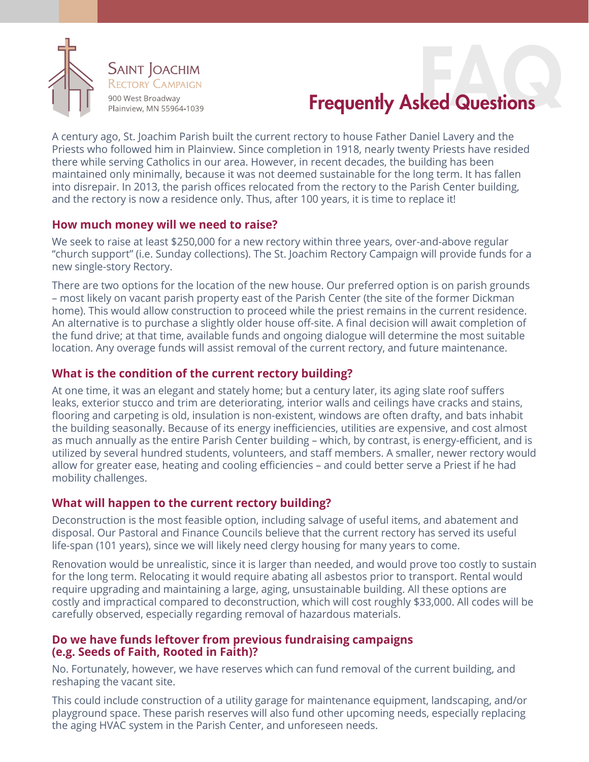Saint Joachim
Rectory Campaign
900 West Broadway
Plainview, MN 55964-1039

# Frequently Asked Questions

A century ago, St. Joachim Parish built the current rectory to house Father Daniel Lavery and the Priests who followed him in Plainview. Since completion in 1918, nearly twenty Priests have resided there while serving Catholics in our area. However, in recent decades, the building has been maintained only minimally, because it was not deemed sustainable for the long term. It has fallen into disrepair. In 2013, the parish offices relocated from the rectory to the Parish Center building, and the rectory is now a residence only. Thus, after 100 years, it is time to replace it!

## How much money will we need to raise?

We seek to raise at least $250,000 for a new rectory within three years, over-and-above regular "church support" (i.e. Sunday collections). The St. Joachim Rectory Campaign will provide funds for a new single-story Rectory.

There are two options for the location of the new house. Our preferred option is on parish grounds – most likely on vacant parish property east of the Parish Center (the site of the former Dickman home). This would allow construction to proceed while the priest remains in the current residence. An alternative is to purchase a slightly older house off-site. A final decision will await completion of the fund drive; at that time, available funds and ongoing dialogue will determine the most suitable location. Any overage funds will assist removal of the current rectory, and future maintenance.

## What is the condition of the current rectory building?

At one time, it was an elegant and stately home; but a century later, its aging slate roof suffers leaks, exterior stucco and trim are deteriorating, interior walls and ceilings have cracks and stains, flooring and carpeting is old, insulation is non-existent, windows are often drafty, and bats inhabit the building seasonally. Because of its energy inefficiencies, utilities are expensive, and cost almost as much annually as the entire Parish Center building – which, by contrast, is energy-efficient, and is utilized by several hundred students, volunteers, and staff members. A smaller, newer rectory would allow for greater ease, heating and cooling efficiencies – and could better serve a Priest if he had mobility challenges.

## What will happen to the current rectory building?

Deconstruction is the most feasible option, including salvage of useful items, and abatement and disposal. Our Pastoral and Finance Councils believe that the current rectory has served its useful life-span (101 years), since we will likely need clergy housing for many years to come.

Renovation would be unrealistic, since it is larger than needed, and would prove too costly to sustain for the long term. Relocating it would require abating all asbestos prior to transport. Rental would require upgrading and maintaining a large, aging, unsustainable building. All these options are costly and impractical compared to deconstruction, which will cost roughly $33,000. All codes will be carefully observed, especially regarding removal of hazardous materials.

## Do we have funds leftover from previous fundraising campaigns (e.g. Seeds of Faith, Rooted in Faith)?

No. Fortunately, however, we have reserves which can fund removal of the current building, and reshaping the vacant site.

This could include construction of a utility garage for maintenance equipment, landscaping, and/or playground space. These parish reserves will also fund other upcoming needs, especially replacing the aging HVAC system in the Parish Center, and unforeseen needs.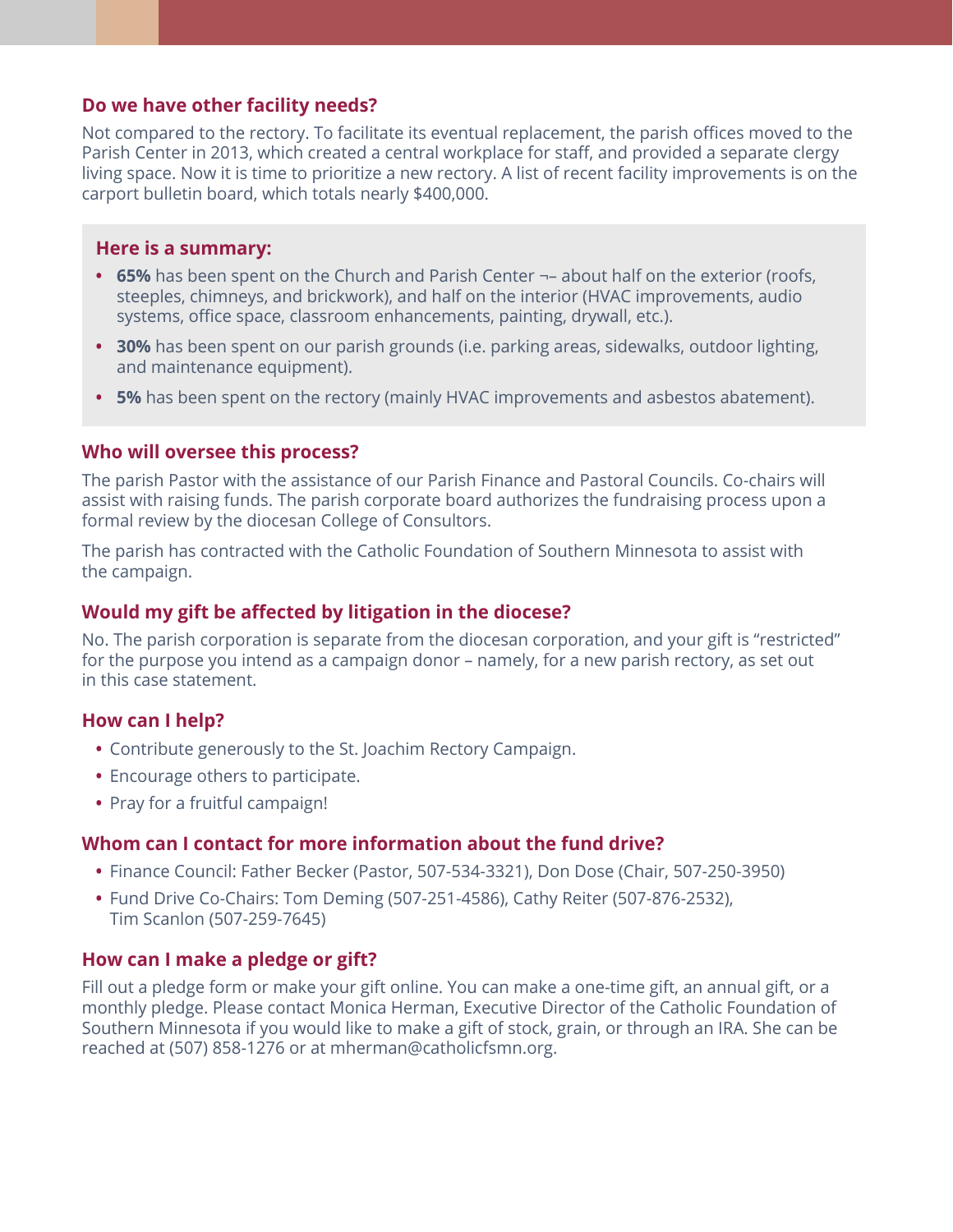### Do we have other facility needs?

Not compared to the rectory. To facilitate its eventual replacement, the parish offices moved to the Parish Center in 2013, which created a central workplace for staff, and provided a separate clergy living space. Now it is time to prioritize a new rectory. A list of recent facility improvements is on the carport bulletin board, which totals nearly $400,000.

#### Here is a summary:

- **65%** has been spent on the Church and Parish Center ¬– about half on the exterior (roofs, steeples, chimneys, and brickwork), and half on the interior (HVAC improvements, audio systems, office space, classroom enhancements, painting, drywall, etc.).
- **30%** has been spent on our parish grounds (i.e. parking areas, sidewalks, outdoor lighting, and maintenance equipment).
- **5%** has been spent on the rectory (mainly HVAC improvements and asbestos abatement).

### Who will oversee this process?

The parish Pastor with the assistance of our Parish Finance and Pastoral Councils. Co-chairs will assist with raising funds. The parish corporate board authorizes the fundraising process upon a formal review by the diocesan College of Consultors.

The parish has contracted with the Catholic Foundation of Southern Minnesota to assist with the campaign.

### Would my gift be affected by litigation in the diocese?

No. The parish corporation is separate from the diocesan corporation, and your gift is "restricted" for the purpose you intend as a campaign donor – namely, for a new parish rectory, as set out in this case statement.

### How can I help?

- Contribute generously to the St. Joachim Rectory Campaign.
- Encourage others to participate.
- Pray for a fruitful campaign!

### Whom can I contact for more information about the fund drive?

- Finance Council: Father Becker (Pastor, 507-534-3321), Don Dose (Chair, 507-250-3950)
- Fund Drive Co-Chairs: Tom Deming (507-251-4586), Cathy Reiter (507-876-2532), Tim Scanlon (507-259-7645)

### How can I make a pledge or gift?

Fill out a pledge form or make your gift online. You can make a one-time gift, an annual gift, or a monthly pledge. Please contact Monica Herman, Executive Director of the Catholic Foundation of Southern Minnesota if you would like to make a gift of stock, grain, or through an IRA. She can be reached at (507) 858-1276 or at mherman@catholicfsmn.org.